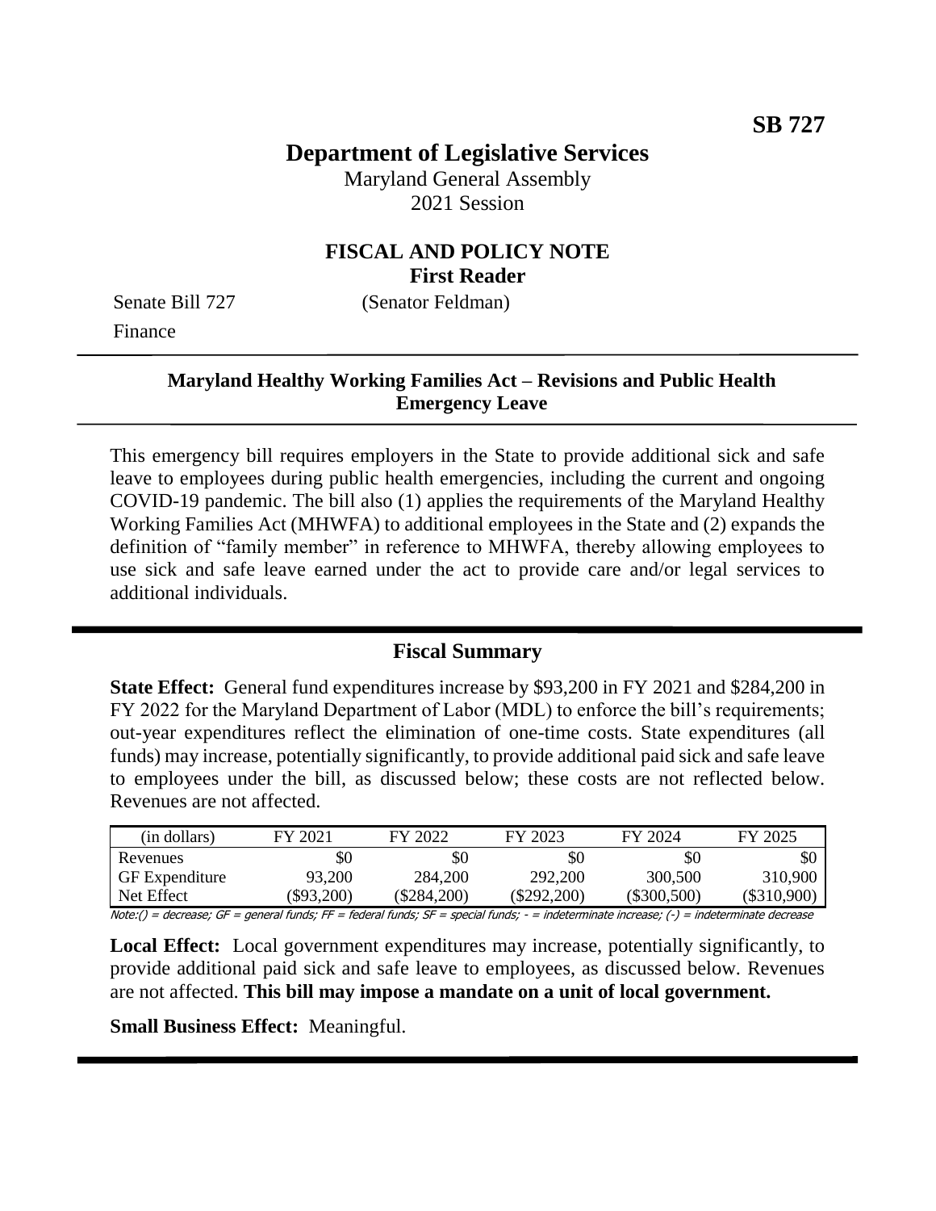**SB 727**

# Department of Legislative Services

Maryland General Assembly
2021 Session

## FISCAL AND POLICY NOTE
**First Reader**

Senate Bill 727 (Senator Feldman)
Finance

**Maryland Healthy Working Families Act – Revisions and Public Health Emergency Leave**

This emergency bill requires employers in the State to provide additional sick and safe leave to employees during public health emergencies, including the current and ongoing COVID-19 pandemic. The bill also (1) applies the requirements of the Maryland Healthy Working Families Act (MHWFA) to additional employees in the State and (2) expands the definition of "family member" in reference to MHWFA, thereby allowing employees to use sick and safe leave earned under the act to provide care and/or legal services to additional individuals.

## Fiscal Summary

**State Effect:** General fund expenditures increase by $93,200 in FY 2021 and $284,200 in FY 2022 for the Maryland Department of Labor (MDL) to enforce the bill's requirements; out-year expenditures reflect the elimination of one-time costs. State expenditures (all funds) may increase, potentially significantly, to provide additional paid sick and safe leave to employees under the bill, as discussed below; these costs are not reflected below. Revenues are not affected.

| (in dollars) | FY 2021 | FY 2022 | FY 2023 | FY 2024 | FY 2025 |
|---|---|---|---|---|---|
| Revenues | $0 | $0 | $0 | $0 | $0 |
| GF Expenditure | 93,200 | 284,200 | 292,200 | 300,500 | 310,900 |
| Net Effect | ($93,200) | ($284,200) | ($292,200) | ($300,500) | ($310,900) |

Note:() = decrease; GF = general funds; FF = federal funds; SF = special funds; - = indeterminate increase; (-) = indeterminate decrease

**Local Effect:** Local government expenditures may increase, potentially significantly, to provide additional paid sick and safe leave to employees, as discussed below. Revenues are not affected. **This bill may impose a mandate on a unit of local government.**

**Small Business Effect:** Meaningful.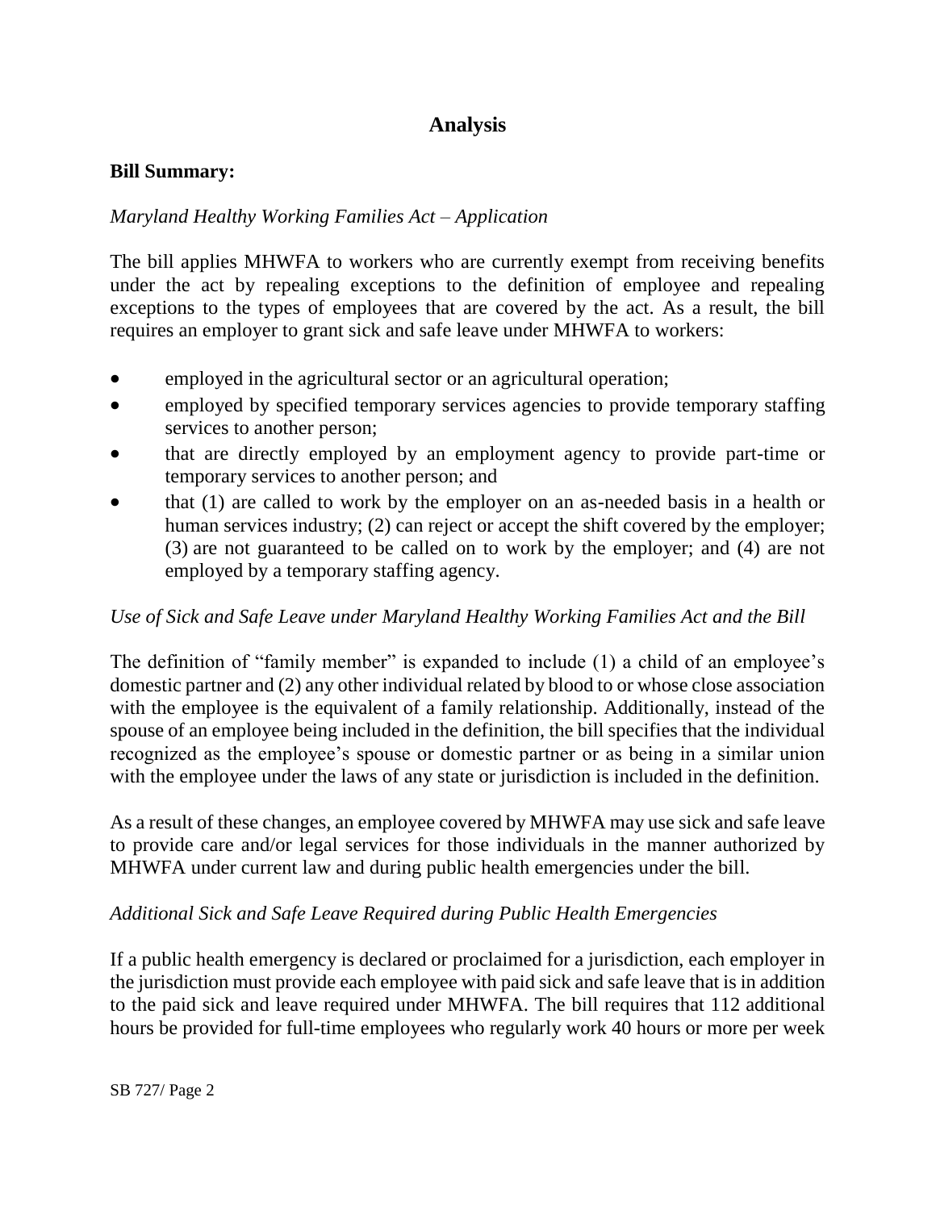# Analysis

**Bill Summary:**

*Maryland Healthy Working Families Act – Application*

The bill applies MHWFA to workers who are currently exempt from receiving benefits under the act by repealing exceptions to the definition of employee and repealing exceptions to the types of employees that are covered by the act. As a result, the bill requires an employer to grant sick and safe leave under MHWFA to workers:

- employed in the agricultural sector or an agricultural operation;
- employed by specified temporary services agencies to provide temporary staffing services to another person;
- that are directly employed by an employment agency to provide part-time or temporary services to another person; and
- that (1) are called to work by the employer on an as-needed basis in a health or human services industry; (2) can reject or accept the shift covered by the employer; (3) are not guaranteed to be called on to work by the employer; and (4) are not employed by a temporary staffing agency.

*Use of Sick and Safe Leave under Maryland Healthy Working Families Act and the Bill*

The definition of "family member" is expanded to include (1) a child of an employee's domestic partner and (2) any other individual related by blood to or whose close association with the employee is the equivalent of a family relationship. Additionally, instead of the spouse of an employee being included in the definition, the bill specifies that the individual recognized as the employee's spouse or domestic partner or as being in a similar union with the employee under the laws of any state or jurisdiction is included in the definition.

As a result of these changes, an employee covered by MHWFA may use sick and safe leave to provide care and/or legal services for those individuals in the manner authorized by MHWFA under current law and during public health emergencies under the bill.

*Additional Sick and Safe Leave Required during Public Health Emergencies*

If a public health emergency is declared or proclaimed for a jurisdiction, each employer in the jurisdiction must provide each employee with paid sick and safe leave that is in addition to the paid sick and leave required under MHWFA. The bill requires that 112 additional hours be provided for full-time employees who regularly work 40 hours or more per week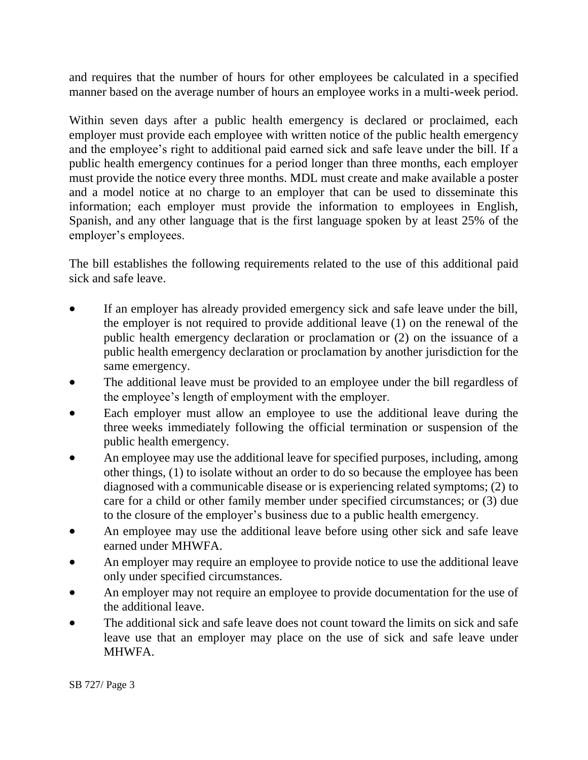and requires that the number of hours for other employees be calculated in a specified manner based on the average number of hours an employee works in a multi-week period.

Within seven days after a public health emergency is declared or proclaimed, each employer must provide each employee with written notice of the public health emergency and the employee's right to additional paid earned sick and safe leave under the bill. If a public health emergency continues for a period longer than three months, each employer must provide the notice every three months. MDL must create and make available a poster and a model notice at no charge to an employer that can be used to disseminate this information; each employer must provide the information to employees in English, Spanish, and any other language that is the first language spoken by at least 25% of the employer's employees.

The bill establishes the following requirements related to the use of this additional paid sick and safe leave.

- If an employer has already provided emergency sick and safe leave under the bill, the employer is not required to provide additional leave (1) on the renewal of the public health emergency declaration or proclamation or (2) on the issuance of a public health emergency declaration or proclamation by another jurisdiction for the same emergency.
- The additional leave must be provided to an employee under the bill regardless of the employee's length of employment with the employer.
- Each employer must allow an employee to use the additional leave during the three weeks immediately following the official termination or suspension of the public health emergency.
- An employee may use the additional leave for specified purposes, including, among other things, (1) to isolate without an order to do so because the employee has been diagnosed with a communicable disease or is experiencing related symptoms; (2) to care for a child or other family member under specified circumstances; or (3) due to the closure of the employer's business due to a public health emergency.
- An employee may use the additional leave before using other sick and safe leave earned under MHWFA.
- An employer may require an employee to provide notice to use the additional leave only under specified circumstances.
- An employer may not require an employee to provide documentation for the use of the additional leave.
- The additional sick and safe leave does not count toward the limits on sick and safe leave use that an employer may place on the use of sick and safe leave under MHWFA.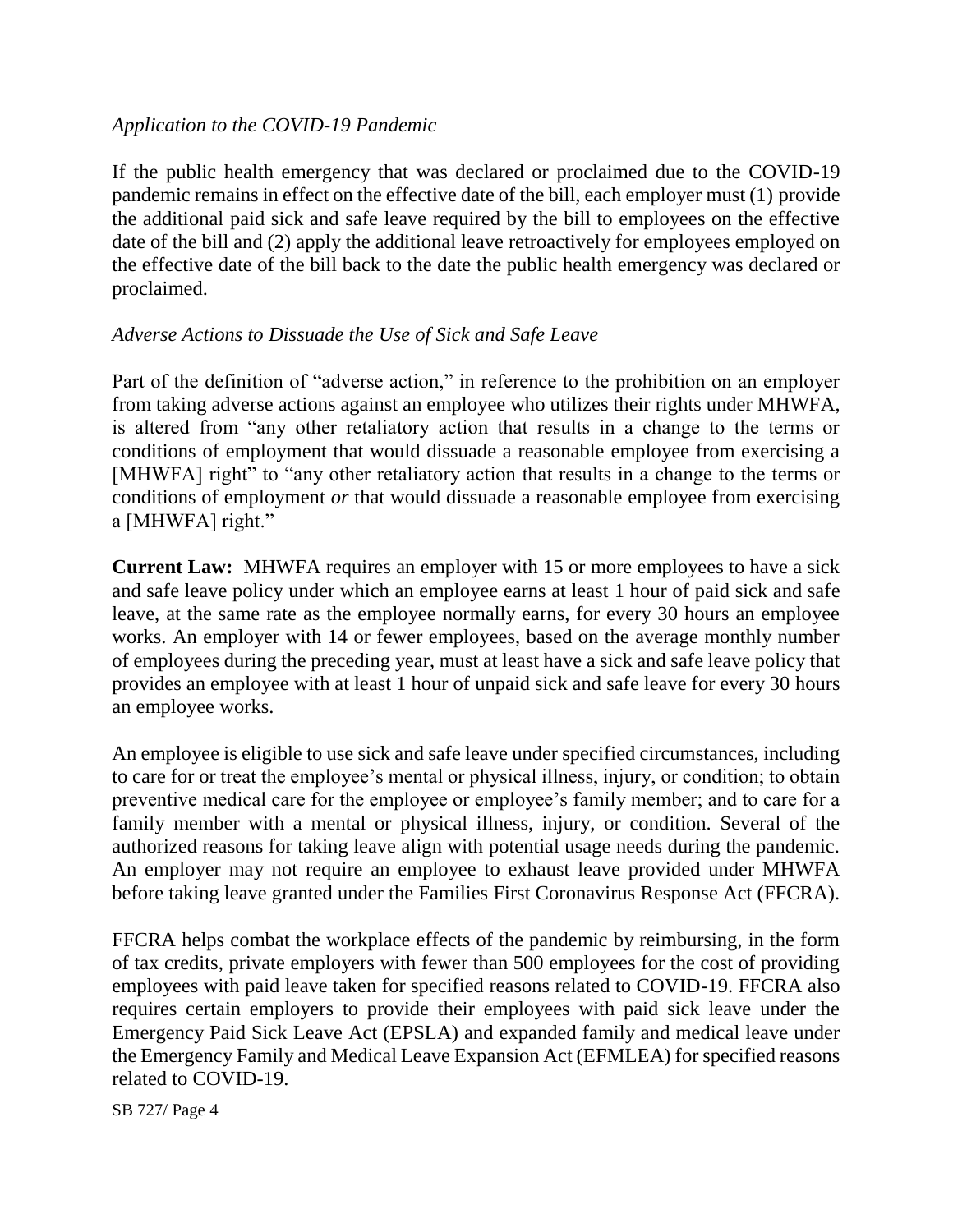*Application to the COVID-19 Pandemic*

If the public health emergency that was declared or proclaimed due to the COVID-19 pandemic remains in effect on the effective date of the bill, each employer must (1) provide the additional paid sick and safe leave required by the bill to employees on the effective date of the bill and (2) apply the additional leave retroactively for employees employed on the effective date of the bill back to the date the public health emergency was declared or proclaimed.

*Adverse Actions to Dissuade the Use of Sick and Safe Leave*

Part of the definition of "adverse action," in reference to the prohibition on an employer from taking adverse actions against an employee who utilizes their rights under MHWFA, is altered from "any other retaliatory action that results in a change to the terms or conditions of employment that would dissuade a reasonable employee from exercising a [MHWFA] right" to "any other retaliatory action that results in a change to the terms or conditions of employment *or* that would dissuade a reasonable employee from exercising a [MHWFA] right."

**Current Law:** MHWFA requires an employer with 15 or more employees to have a sick and safe leave policy under which an employee earns at least 1 hour of paid sick and safe leave, at the same rate as the employee normally earns, for every 30 hours an employee works. An employer with 14 or fewer employees, based on the average monthly number of employees during the preceding year, must at least have a sick and safe leave policy that provides an employee with at least 1 hour of unpaid sick and safe leave for every 30 hours an employee works.

An employee is eligible to use sick and safe leave under specified circumstances, including to care for or treat the employee's mental or physical illness, injury, or condition; to obtain preventive medical care for the employee or employee's family member; and to care for a family member with a mental or physical illness, injury, or condition. Several of the authorized reasons for taking leave align with potential usage needs during the pandemic. An employer may not require an employee to exhaust leave provided under MHWFA before taking leave granted under the Families First Coronavirus Response Act (FFCRA).

FFCRA helps combat the workplace effects of the pandemic by reimbursing, in the form of tax credits, private employers with fewer than 500 employees for the cost of providing employees with paid leave taken for specified reasons related to COVID-19. FFCRA also requires certain employers to provide their employees with paid sick leave under the Emergency Paid Sick Leave Act (EPSLA) and expanded family and medical leave under the Emergency Family and Medical Leave Expansion Act (EFMLEA) for specified reasons related to COVID-19.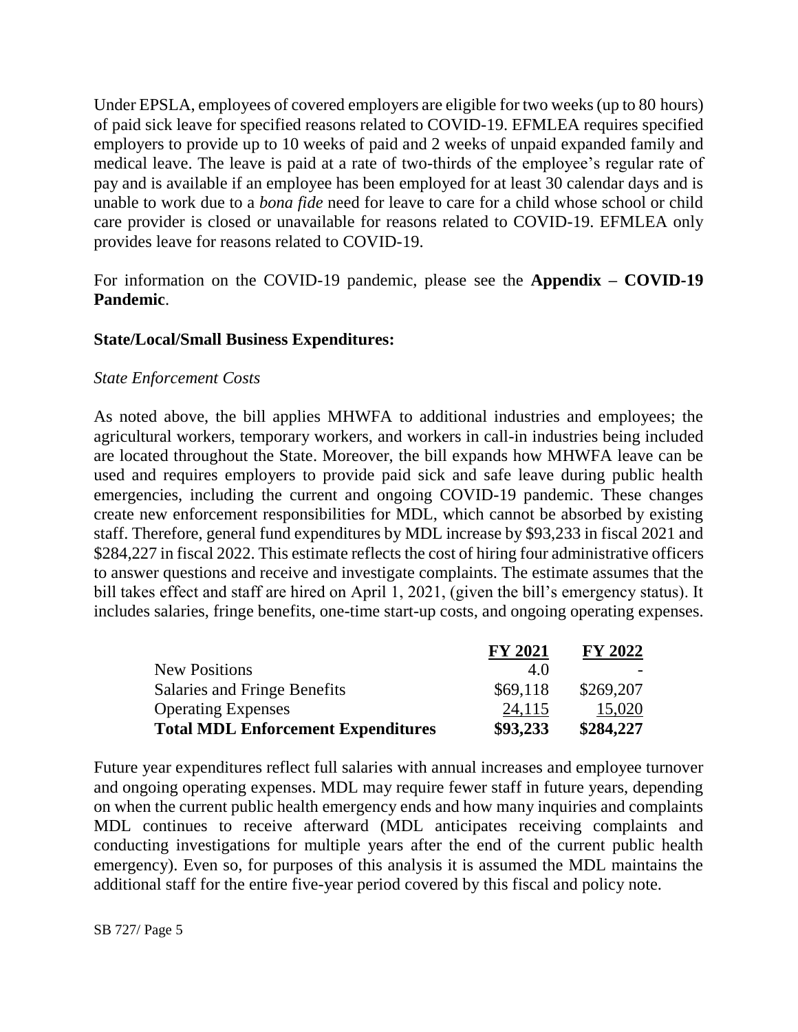Under EPSLA, employees of covered employers are eligible for two weeks (up to 80 hours) of paid sick leave for specified reasons related to COVID-19. EFMLEA requires specified employers to provide up to 10 weeks of paid and 2 weeks of unpaid expanded family and medical leave. The leave is paid at a rate of two-thirds of the employee's regular rate of pay and is available if an employee has been employed for at least 30 calendar days and is unable to work due to a *bona fide* need for leave to care for a child whose school or child care provider is closed or unavailable for reasons related to COVID-19. EFMLEA only provides leave for reasons related to COVID-19.

For information on the COVID-19 pandemic, please see the **Appendix – COVID-19 Pandemic**.

**State/Local/Small Business Expenditures:**

*State Enforcement Costs*

As noted above, the bill applies MHWFA to additional industries and employees; the agricultural workers, temporary workers, and workers in call-in industries being included are located throughout the State. Moreover, the bill expands how MHWFA leave can be used and requires employers to provide paid sick and safe leave during public health emergencies, including the current and ongoing COVID-19 pandemic. These changes create new enforcement responsibilities for MDL, which cannot be absorbed by existing staff. Therefore, general fund expenditures by MDL increase by $93,233 in fiscal 2021 and $284,227 in fiscal 2022. This estimate reflects the cost of hiring four administrative officers to answer questions and receive and investigate complaints. The estimate assumes that the bill takes effect and staff are hired on April 1, 2021, (given the bill's emergency status). It includes salaries, fringe benefits, one-time start-up costs, and ongoing operating expenses.

| | FY 2021 | FY 2022 |
|---|---|---|
| New Positions | 4.0 | - |
| Salaries and Fringe Benefits | $69,118 | $269,207 |
| Operating Expenses | 24,115 | 15,020 |
| **Total MDL Enforcement Expenditures** | **$93,233** | **$284,227** |

Future year expenditures reflect full salaries with annual increases and employee turnover and ongoing operating expenses. MDL may require fewer staff in future years, depending on when the current public health emergency ends and how many inquiries and complaints MDL continues to receive afterward (MDL anticipates receiving complaints and conducting investigations for multiple years after the end of the current public health emergency). Even so, for purposes of this analysis it is assumed the MDL maintains the additional staff for the entire five-year period covered by this fiscal and policy note.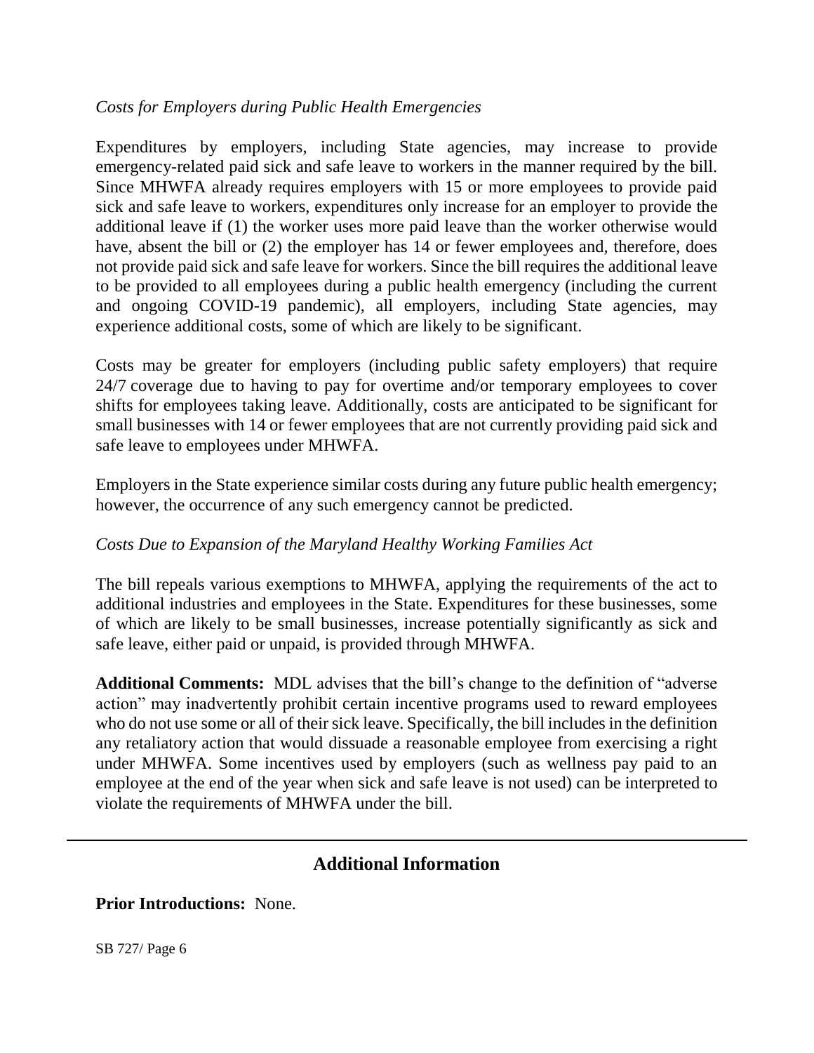*Costs for Employers during Public Health Emergencies*

Expenditures by employers, including State agencies, may increase to provide emergency-related paid sick and safe leave to workers in the manner required by the bill. Since MHWFA already requires employers with 15 or more employees to provide paid sick and safe leave to workers, expenditures only increase for an employer to provide the additional leave if (1) the worker uses more paid leave than the worker otherwise would have, absent the bill or (2) the employer has 14 or fewer employees and, therefore, does not provide paid sick and safe leave for workers. Since the bill requires the additional leave to be provided to all employees during a public health emergency (including the current and ongoing COVID-19 pandemic), all employers, including State agencies, may experience additional costs, some of which are likely to be significant.

Costs may be greater for employers (including public safety employers) that require 24/7 coverage due to having to pay for overtime and/or temporary employees to cover shifts for employees taking leave. Additionally, costs are anticipated to be significant for small businesses with 14 or fewer employees that are not currently providing paid sick and safe leave to employees under MHWFA.

Employers in the State experience similar costs during any future public health emergency; however, the occurrence of any such emergency cannot be predicted.

*Costs Due to Expansion of the Maryland Healthy Working Families Act*

The bill repeals various exemptions to MHWFA, applying the requirements of the act to additional industries and employees in the State. Expenditures for these businesses, some of which are likely to be small businesses, increase potentially significantly as sick and safe leave, either paid or unpaid, is provided through MHWFA.

**Additional Comments:** MDL advises that the bill's change to the definition of "adverse action" may inadvertently prohibit certain incentive programs used to reward employees who do not use some or all of their sick leave. Specifically, the bill includes in the definition any retaliatory action that would dissuade a reasonable employee from exercising a right under MHWFA. Some incentives used by employers (such as wellness pay paid to an employee at the end of the year when sick and safe leave is not used) can be interpreted to violate the requirements of MHWFA under the bill.

## Additional Information

**Prior Introductions:** None.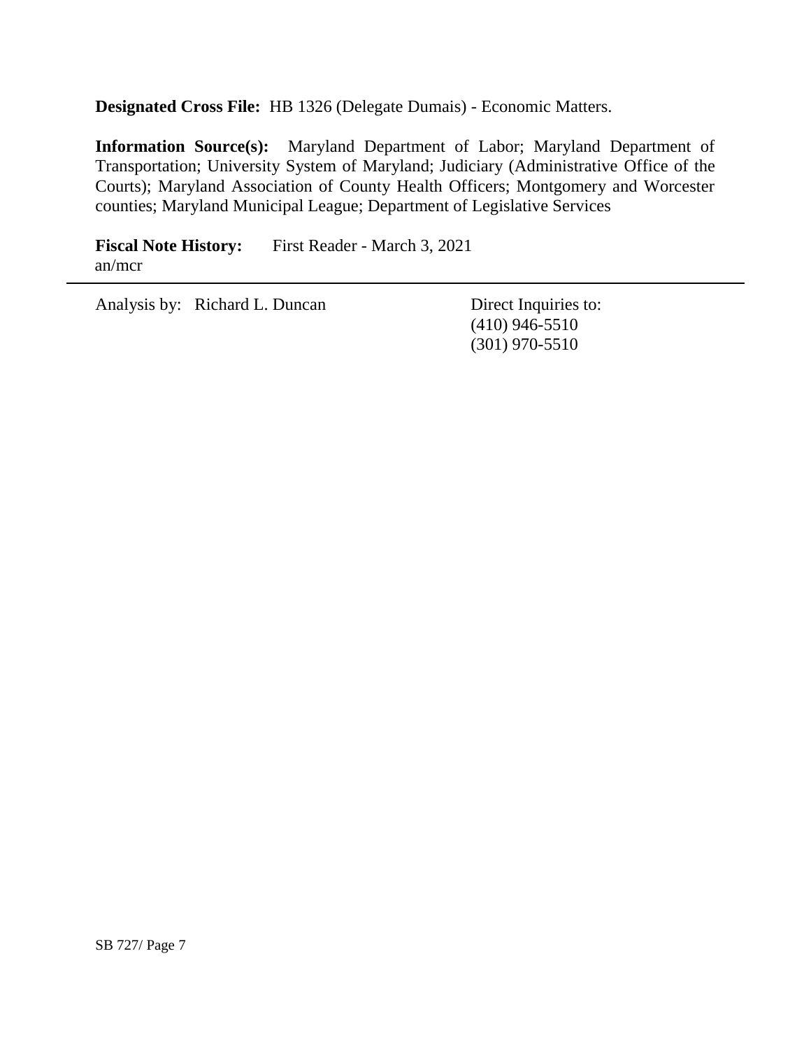**Designated Cross File:** HB 1326 (Delegate Dumais) - Economic Matters.

**Information Source(s):** Maryland Department of Labor; Maryland Department of Transportation; University System of Maryland; Judiciary (Administrative Office of the Courts); Maryland Association of County Health Officers; Montgomery and Worcester counties; Maryland Municipal League; Department of Legislative Services

**Fiscal Note History:** First Reader - March 3, 2021
an/mcr

---

Analysis by: Richard L. Duncan

Direct Inquiries to:
(410) 946-5510
(301) 970-5510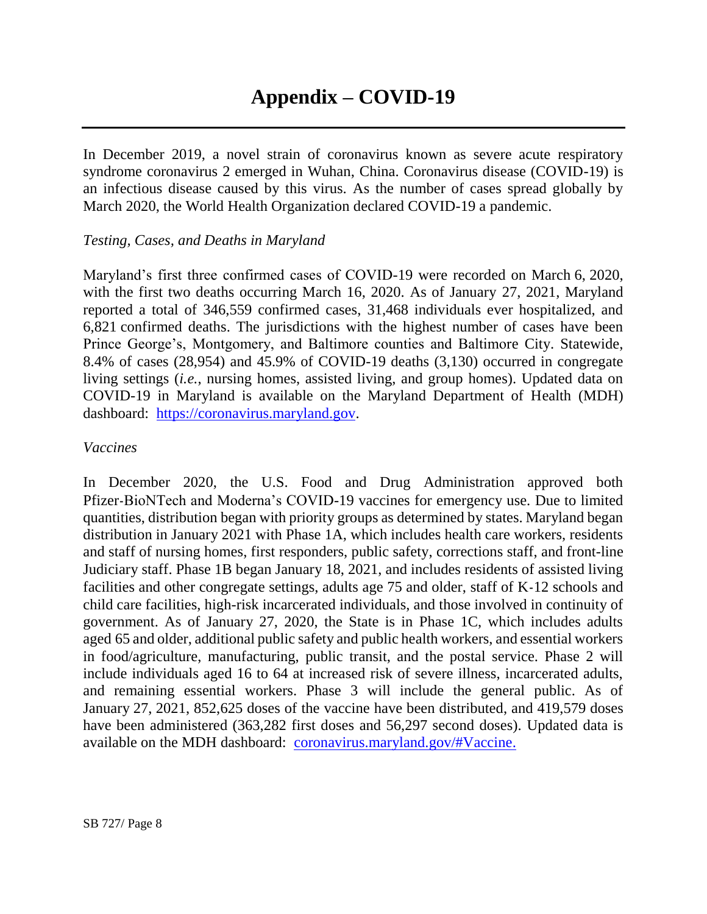# Appendix – COVID-19

In December 2019, a novel strain of coronavirus known as severe acute respiratory syndrome coronavirus 2 emerged in Wuhan, China. Coronavirus disease (COVID-19) is an infectious disease caused by this virus. As the number of cases spread globally by March 2020, the World Health Organization declared COVID-19 a pandemic.

*Testing, Cases, and Deaths in Maryland*

Maryland's first three confirmed cases of COVID-19 were recorded on March 6, 2020, with the first two deaths occurring March 16, 2020. As of January 27, 2021, Maryland reported a total of 346,559 confirmed cases, 31,468 individuals ever hospitalized, and 6,821 confirmed deaths. The jurisdictions with the highest number of cases have been Prince George's, Montgomery, and Baltimore counties and Baltimore City. Statewide, 8.4% of cases (28,954) and 45.9% of COVID-19 deaths (3,130) occurred in congregate living settings (*i.e.*, nursing homes, assisted living, and group homes). Updated data on COVID-19 in Maryland is available on the Maryland Department of Health (MDH) dashboard: [https://coronavirus.maryland.gov](https://coronavirus.maryland.gov).

*Vaccines*

In December 2020, the U.S. Food and Drug Administration approved both Pfizer-BioNTech and Moderna's COVID-19 vaccines for emergency use. Due to limited quantities, distribution began with priority groups as determined by states. Maryland began distribution in January 2021 with Phase 1A, which includes health care workers, residents and staff of nursing homes, first responders, public safety, corrections staff, and front-line Judiciary staff. Phase 1B began January 18, 2021, and includes residents of assisted living facilities and other congregate settings, adults age 75 and older, staff of K-12 schools and child care facilities, high-risk incarcerated individuals, and those involved in continuity of government. As of January 27, 2020, the State is in Phase 1C, which includes adults aged 65 and older, additional public safety and public health workers, and essential workers in food/agriculture, manufacturing, public transit, and the postal service. Phase 2 will include individuals aged 16 to 64 at increased risk of severe illness, incarcerated adults, and remaining essential workers. Phase 3 will include the general public. As of January 27, 2021, 852,625 doses of the vaccine have been distributed, and 419,579 doses have been administered (363,282 first doses and 56,297 second doses). Updated data is available on the MDH dashboard: [coronavirus.maryland.gov/#Vaccine.](https://coronavirus.maryland.gov/#Vaccine)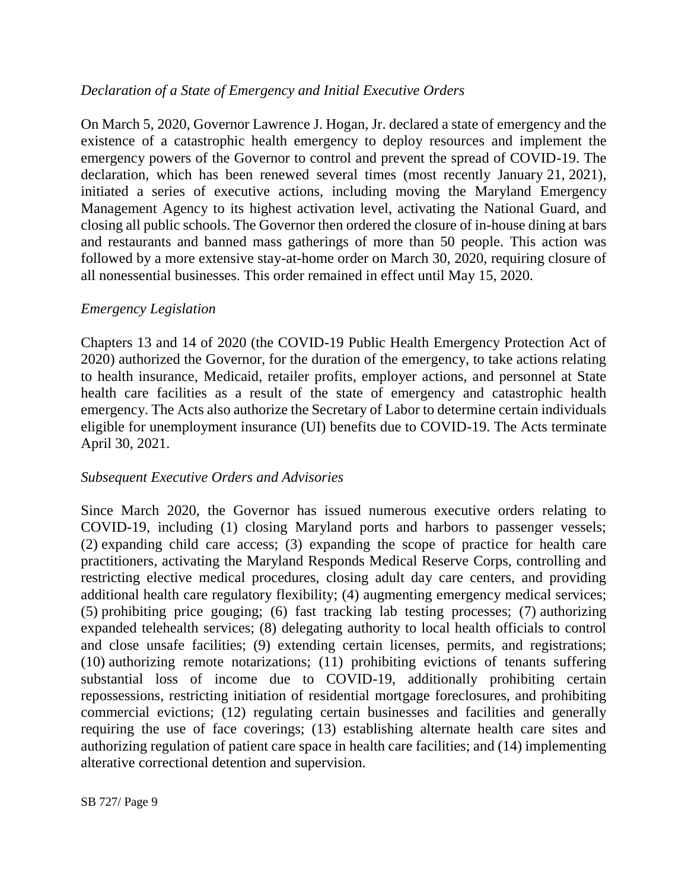*Declaration of a State of Emergency and Initial Executive Orders*

On March 5, 2020, Governor Lawrence J. Hogan, Jr. declared a state of emergency and the existence of a catastrophic health emergency to deploy resources and implement the emergency powers of the Governor to control and prevent the spread of COVID-19. The declaration, which has been renewed several times (most recently January 21, 2021), initiated a series of executive actions, including moving the Maryland Emergency Management Agency to its highest activation level, activating the National Guard, and closing all public schools. The Governor then ordered the closure of in-house dining at bars and restaurants and banned mass gatherings of more than 50 people. This action was followed by a more extensive stay-at-home order on March 30, 2020, requiring closure of all nonessential businesses. This order remained in effect until May 15, 2020.

*Emergency Legislation*

Chapters 13 and 14 of 2020 (the COVID-19 Public Health Emergency Protection Act of 2020) authorized the Governor, for the duration of the emergency, to take actions relating to health insurance, Medicaid, retailer profits, employer actions, and personnel at State health care facilities as a result of the state of emergency and catastrophic health emergency. The Acts also authorize the Secretary of Labor to determine certain individuals eligible for unemployment insurance (UI) benefits due to COVID-19. The Acts terminate April 30, 2021.

*Subsequent Executive Orders and Advisories*

Since March 2020, the Governor has issued numerous executive orders relating to COVID-19, including (1) closing Maryland ports and harbors to passenger vessels; (2) expanding child care access; (3) expanding the scope of practice for health care practitioners, activating the Maryland Responds Medical Reserve Corps, controlling and restricting elective medical procedures, closing adult day care centers, and providing additional health care regulatory flexibility; (4) augmenting emergency medical services; (5) prohibiting price gouging; (6) fast tracking lab testing processes; (7) authorizing expanded telehealth services; (8) delegating authority to local health officials to control and close unsafe facilities; (9) extending certain licenses, permits, and registrations; (10) authorizing remote notarizations; (11) prohibiting evictions of tenants suffering substantial loss of income due to COVID-19, additionally prohibiting certain repossessions, restricting initiation of residential mortgage foreclosures, and prohibiting commercial evictions; (12) regulating certain businesses and facilities and generally requiring the use of face coverings; (13) establishing alternate health care sites and authorizing regulation of patient care space in health care facilities; and (14) implementing alterative correctional detention and supervision.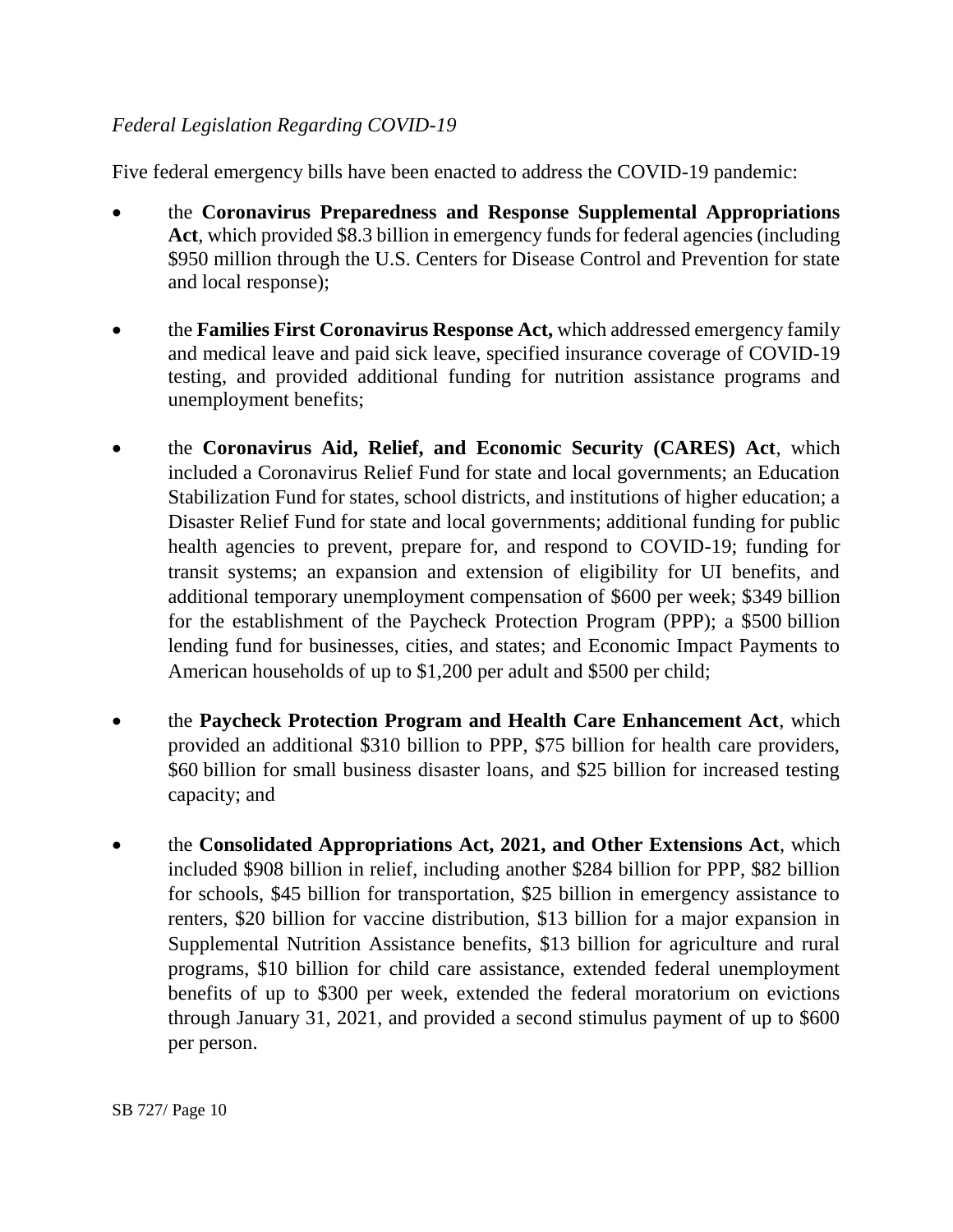*Federal Legislation Regarding COVID-19*

Five federal emergency bills have been enacted to address the COVID-19 pandemic:

- the **Coronavirus Preparedness and Response Supplemental Appropriations Act**, which provided $8.3 billion in emergency funds for federal agencies (including $950 million through the U.S. Centers for Disease Control and Prevention for state and local response);

- the **Families First Coronavirus Response Act,** which addressed emergency family and medical leave and paid sick leave, specified insurance coverage of COVID-19 testing, and provided additional funding for nutrition assistance programs and unemployment benefits;

- the **Coronavirus Aid, Relief, and Economic Security (CARES) Act**, which included a Coronavirus Relief Fund for state and local governments; an Education Stabilization Fund for states, school districts, and institutions of higher education; a Disaster Relief Fund for state and local governments; additional funding for public health agencies to prevent, prepare for, and respond to COVID-19; funding for transit systems; an expansion and extension of eligibility for UI benefits, and additional temporary unemployment compensation of $600 per week; $349 billion for the establishment of the Paycheck Protection Program (PPP); a $500 billion lending fund for businesses, cities, and states; and Economic Impact Payments to American households of up to $1,200 per adult and $500 per child;

- the **Paycheck Protection Program and Health Care Enhancement Act**, which provided an additional $310 billion to PPP, $75 billion for health care providers, $60 billion for small business disaster loans, and $25 billion for increased testing capacity; and

- the **Consolidated Appropriations Act, 2021, and Other Extensions Act**, which included $908 billion in relief, including another $284 billion for PPP, $82 billion for schools, $45 billion for transportation, $25 billion in emergency assistance to renters, $20 billion for vaccine distribution, $13 billion for a major expansion in Supplemental Nutrition Assistance benefits, $13 billion for agriculture and rural programs, $10 billion for child care assistance, extended federal unemployment benefits of up to $300 per week, extended the federal moratorium on evictions through January 31, 2021, and provided a second stimulus payment of up to $600 per person.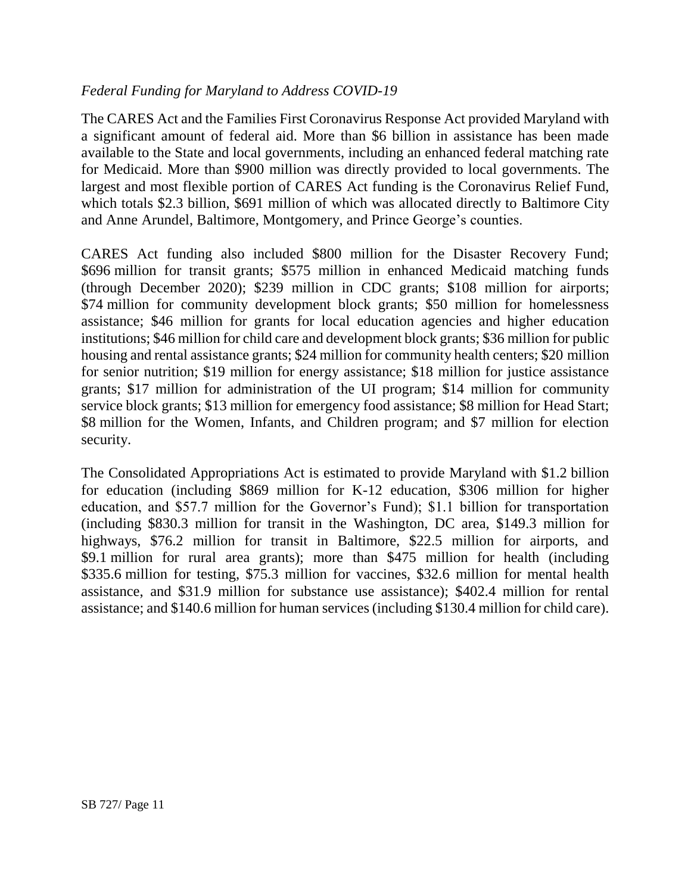*Federal Funding for Maryland to Address COVID-19*

The CARES Act and the Families First Coronavirus Response Act provided Maryland with a significant amount of federal aid. More than $6 billion in assistance has been made available to the State and local governments, including an enhanced federal matching rate for Medicaid. More than $900 million was directly provided to local governments. The largest and most flexible portion of CARES Act funding is the Coronavirus Relief Fund, which totals $2.3 billion, $691 million of which was allocated directly to Baltimore City and Anne Arundel, Baltimore, Montgomery, and Prince George's counties.

CARES Act funding also included $800 million for the Disaster Recovery Fund; $696 million for transit grants; $575 million in enhanced Medicaid matching funds (through December 2020); $239 million in CDC grants; $108 million for airports; $74 million for community development block grants; $50 million for homelessness assistance; $46 million for grants for local education agencies and higher education institutions; $46 million for child care and development block grants; $36 million for public housing and rental assistance grants; $24 million for community health centers; $20 million for senior nutrition; $19 million for energy assistance; $18 million for justice assistance grants; $17 million for administration of the UI program; $14 million for community service block grants; $13 million for emergency food assistance; $8 million for Head Start; $8 million for the Women, Infants, and Children program; and $7 million for election security.

The Consolidated Appropriations Act is estimated to provide Maryland with $1.2 billion for education (including $869 million for K-12 education, $306 million for higher education, and $57.7 million for the Governor's Fund); $1.1 billion for transportation (including $830.3 million for transit in the Washington, DC area, $149.3 million for highways, $76.2 million for transit in Baltimore, $22.5 million for airports, and $9.1 million for rural area grants); more than $475 million for health (including $335.6 million for testing, $75.3 million for vaccines, $32.6 million for mental health assistance, and $31.9 million for substance use assistance); $402.4 million for rental assistance; and $140.6 million for human services (including $130.4 million for child care).